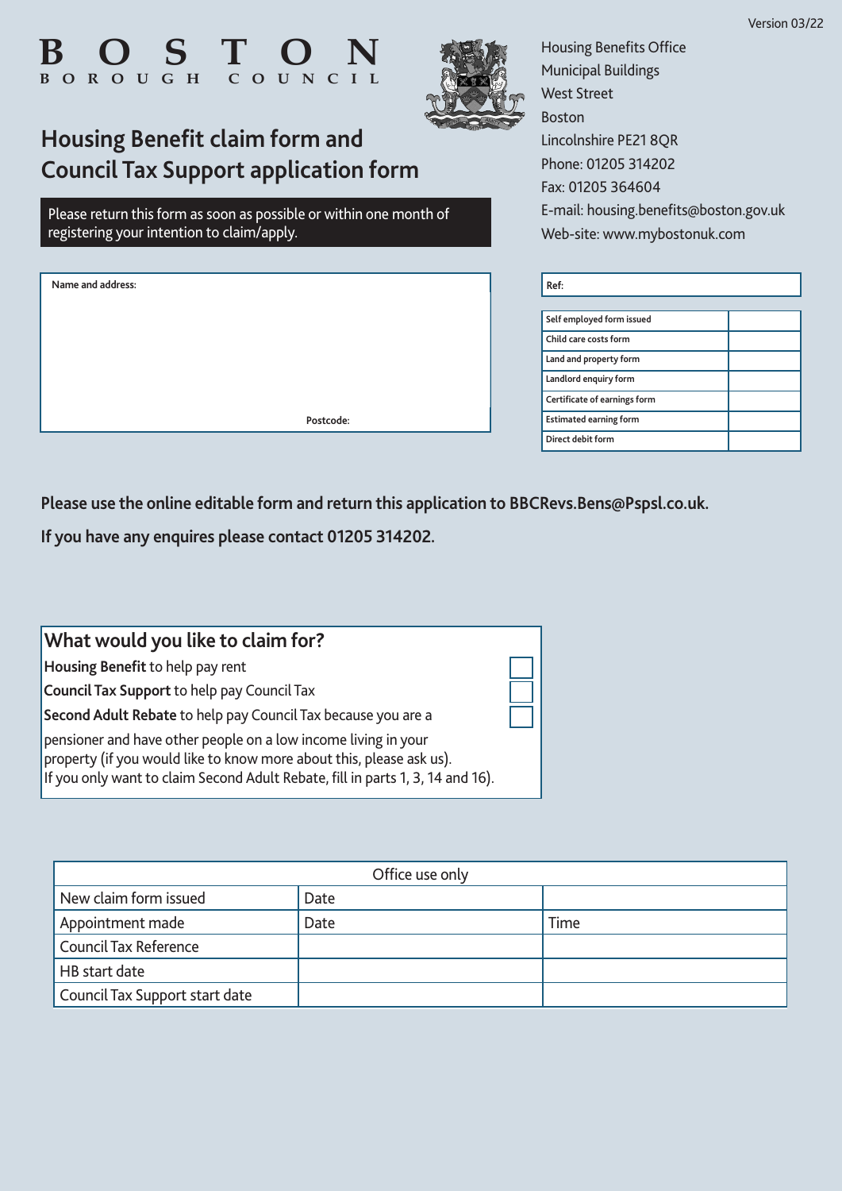Version 03/22

**BOSTON**
**BOROUGH COUNCIL**

Housing Benefits Office
Municipal Buildings
West Street
Boston
Lincolnshire PE21 8QR
Phone: 01205 314202
Fax: 01205 364604
E-mail: housing.benefits@boston.gov.uk
Web-site: www.mybostonuk.com

# Housing Benefit claim form and Council Tax Support application form

Please return this form as soon as possible or within one month of registering your intention to claim/apply.

| Name and address: |
|---|
| Postcode: |

| Ref: |
|---|

| | |
|---|---|
| Self employed form issued | |
| Child care costs form | |
| Land and property form | |
| Landlord enquiry form | |
| Certificate of earnings form | |
| Estimated earning form | |
| Direct debit form | |

**Please use the online editable form and return this application to BBCRevs.Bens@Pspsl.co.uk.**

**If you have any enquires please contact 01205 314202.**

## What would you like to claim for?

- **Housing Benefit** to help pay rent ☐
- **Council Tax Support** to help pay Council Tax ☐
- **Second Adult Rebate** to help pay Council Tax because you are a pensioner and have other people on a low income living in your property (if you would like to know more about this, please ask us). ☐

If you only want to claim Second Adult Rebate, fill in parts 1, 3, 14 and 16).

| Office use only | | |
|---|---|---|
| New claim form issued | Date | |
| Appointment made | Date | Time |
| Council Tax Reference | | |
| HB start date | | |
| Council Tax Support start date | | |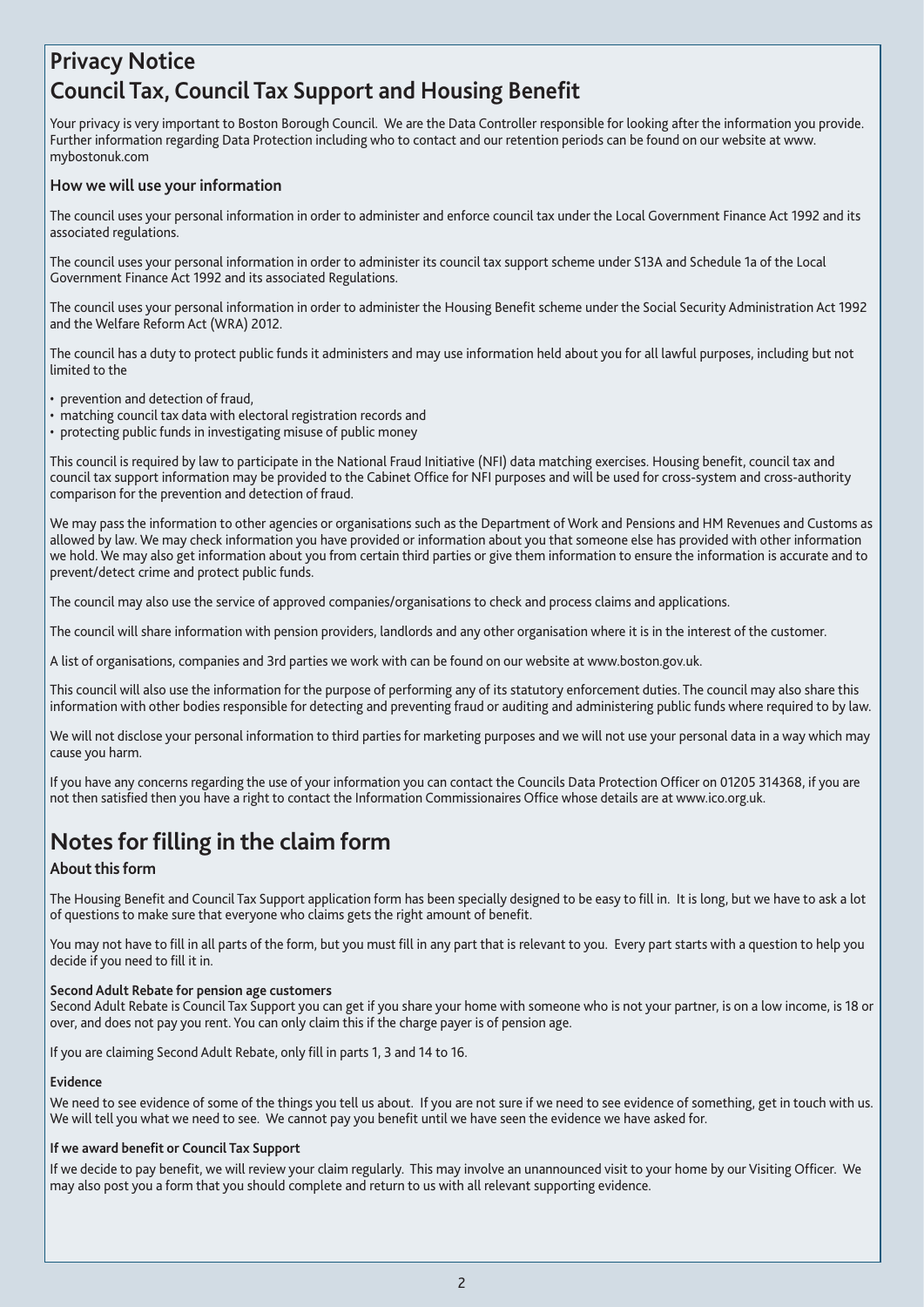# Privacy Notice
# Council Tax, Council Tax Support and Housing Benefit

Your privacy is very important to Boston Borough Council. We are the Data Controller responsible for looking after the information you provide. Further information regarding Data Protection including who to contact and our retention periods can be found on our website at www.mybostonuk.com

### How we will use your information

The council uses your personal information in order to administer and enforce council tax under the Local Government Finance Act 1992 and its associated regulations.

The council uses your personal information in order to administer its council tax support scheme under S13A and Schedule 1a of the Local Government Finance Act 1992 and its associated Regulations.

The council uses your personal information in order to administer the Housing Benefit scheme under the Social Security Administration Act 1992 and the Welfare Reform Act (WRA) 2012.

The council has a duty to protect public funds it administers and may use information held about you for all lawful purposes, including but not limited to the

- prevention and detection of fraud,
- matching council tax data with electoral registration records and
- protecting public funds in investigating misuse of public money

This council is required by law to participate in the National Fraud Initiative (NFI) data matching exercises. Housing benefit, council tax and council tax support information may be provided to the Cabinet Office for NFI purposes and will be used for cross-system and cross-authority comparison for the prevention and detection of fraud.

We may pass the information to other agencies or organisations such as the Department of Work and Pensions and HM Revenues and Customs as allowed by law. We may check information you have provided or information about you that someone else has provided with other information we hold. We may also get information about you from certain third parties or give them information to ensure the information is accurate and to prevent/detect crime and protect public funds.

The council may also use the service of approved companies/organisations to check and process claims and applications.

The council will share information with pension providers, landlords and any other organisation where it is in the interest of the customer.

A list of organisations, companies and 3rd parties we work with can be found on our website at www.boston.gov.uk.

This council will also use the information for the purpose of performing any of its statutory enforcement duties. The council may also share this information with other bodies responsible for detecting and preventing fraud or auditing and administering public funds where required to by law.

We will not disclose your personal information to third parties for marketing purposes and we will not use your personal data in a way which may cause you harm.

If you have any concerns regarding the use of your information you can contact the Councils Data Protection Officer on 01205 314368, if you are not then satisfied then you have a right to contact the Information Commissionaires Office whose details are at www.ico.org.uk.

# Notes for filling in the claim form

### About this form

The Housing Benefit and Council Tax Support application form has been specially designed to be easy to fill in. It is long, but we have to ask a lot of questions to make sure that everyone who claims gets the right amount of benefit.

You may not have to fill in all parts of the form, but you must fill in any part that is relevant to you. Every part starts with a question to help you decide if you need to fill it in.

**Second Adult Rebate for pension age customers**

Second Adult Rebate is Council Tax Support you can get if you share your home with someone who is not your partner, is on a low income, is 18 or over, and does not pay you rent. You can only claim this if the charge payer is of pension age.

If you are claiming Second Adult Rebate, only fill in parts 1, 3 and 14 to 16.

**Evidence**

We need to see evidence of some of the things you tell us about. If you are not sure if we need to see evidence of something, get in touch with us. We will tell you what we need to see. We cannot pay you benefit until we have seen the evidence we have asked for.

**If we award benefit or Council Tax Support**

If we decide to pay benefit, we will review your claim regularly. This may involve an unannounced visit to your home by our Visiting Officer. We may also post you a form that you should complete and return to us with all relevant supporting evidence.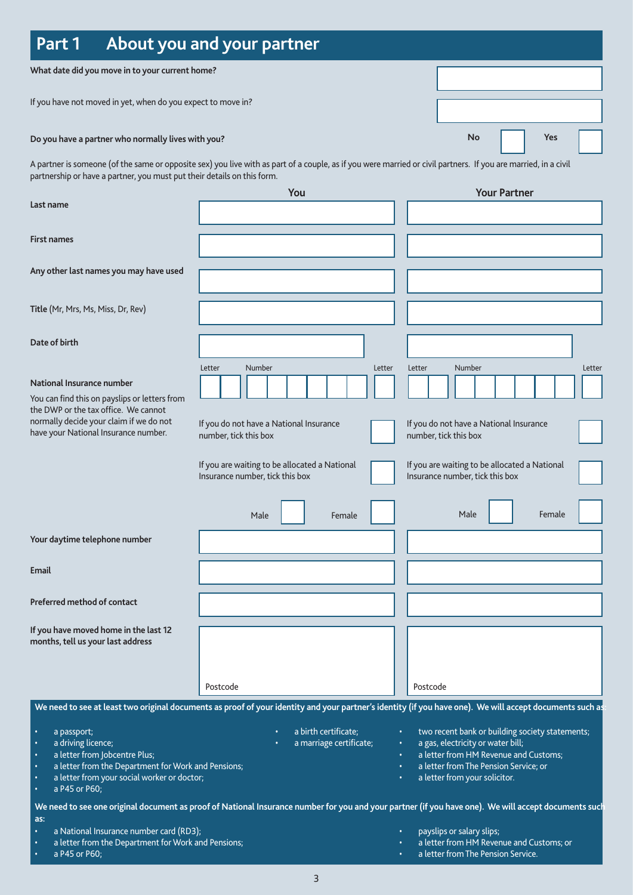# Part 1 About you and your partner

**What date did you move in to your current home?**

If you have not moved in yet, when do you expect to move in?

**Do you have a partner who normally lives with you?** No ☐ Yes ☐

A partner is someone (of the same or opposite sex) you live with as part of a couple, as if you were married or civil partners. If you are married, in a civil partnership or have a partner, you must put their details on this form.

| | You | Your Partner |
|---|---|---|
| **Last name** | | |
| **First names** | | |
| **Any other last names you may have used** | | |
| **Title** (Mr, Mrs, Ms, Miss, Dr, Rev) | | |
| **Date of birth** | | |
| **National Insurance number**<br>You can find this on payslips or letters from the DWP or the tax office. We cannot normally decide your claim if we do not have your National Insurance number. | Letter / Number / Letter | Letter / Number / Letter |
| | If you do not have a National Insurance number, tick this box ☐ | If you do not have a National Insurance number, tick this box ☐ |
| | If you are waiting to be allocated a National Insurance number, tick this box ☐ | If you are waiting to be allocated a National Insurance number, tick this box ☐ |
| | Male ☐ Female ☐ | Male ☐ Female ☐ |
| **Your daytime telephone number** | | |
| **Email** | | |
| **Preferred method of contact** | | |
| **If you have moved home in the last 12 months, tell us your last address** | Postcode | Postcode |

**We need to see at least two original documents as proof of your identity and your partner's identity (if you have one). We will accept documents such as:**

- a passport;
- a driving licence;
- a letter from Jobcentre Plus;
- a letter from the Department for Work and Pensions;
- a letter from your social worker or doctor;
- a P45 or P60;
- a birth certificate;
- a marriage certificate;
- two recent bank or building society statements;
- a gas, electricity or water bill;
- a letter from HM Revenue and Customs;
- a letter from The Pension Service; or
- a letter from your solicitor.

**We need to see one original document as proof of National Insurance number for you and your partner (if you have one). We will accept documents such as:**

- a National Insurance number card (RD3);
- a letter from the Department for Work and Pensions;
- a P45 or P60;
- payslips or salary slips;
- a letter from HM Revenue and Customs; or
- a letter from The Pension Service.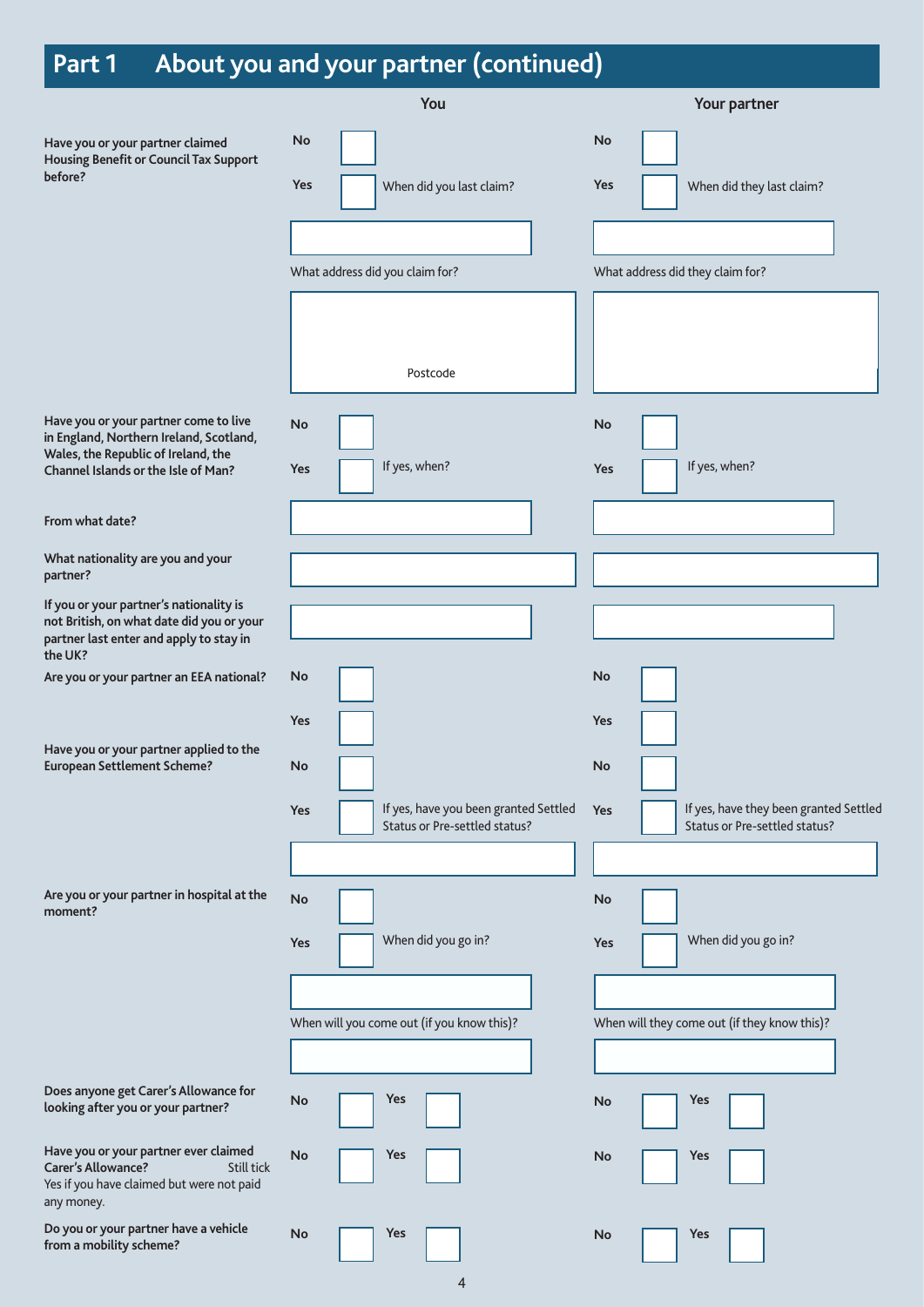## Part 1 About you and your partner (continued)

| | You | Your partner |
|---|---|---|
| **Have you or your partner claimed Housing Benefit or Council Tax Support before?** | No ☐<br>Yes ☐ When did you last claim? | No ☐<br>Yes ☐ When did they last claim? |
| | What address did you claim for?<br><br>Postcode | What address did they claim for? |
| **Have you or your partner come to live in England, Northern Ireland, Scotland, Wales, the Republic of Ireland, the Channel Islands or the Isle of Man?** | No ☐<br>Yes ☐ If yes, when? | No ☐<br>Yes ☐ If yes, when? |
| **From what date?** | | |
| **What nationality are you and your partner?** | | |
| **If you or your partner's nationality is not British, on what date did you or your partner last enter and apply to stay in the UK?** | | |
| **Are you or your partner an EEA national?** | No ☐<br>Yes ☐ | No ☐<br>Yes ☐ |
| **Have you or your partner applied to the European Settlement Scheme?** | No ☐<br>Yes ☐ If yes, have you been granted Settled Status or Pre-settled status? | No ☐<br>Yes ☐ If yes, have they been granted Settled Status or Pre-settled status? |
| **Are you or your partner in hospital at the moment?** | No ☐<br>Yes ☐ When did you go in? | No ☐<br>Yes ☐ When did you go in? |
| | When will you come out (if you know this)? | When will they come out (if they know this)? |
| **Does anyone get Carer's Allowance for looking after you or your partner?** | No ☐ Yes ☐ | No ☐ Yes ☐ |
| **Have you or your partner ever claimed Carer's Allowance?** Still tick Yes if you have claimed but were not paid any money. | No ☐ Yes ☐ | No ☐ Yes ☐ |
| **Do you or your partner have a vehicle from a mobility scheme?** | No ☐ Yes ☐ | No ☐ Yes ☐ |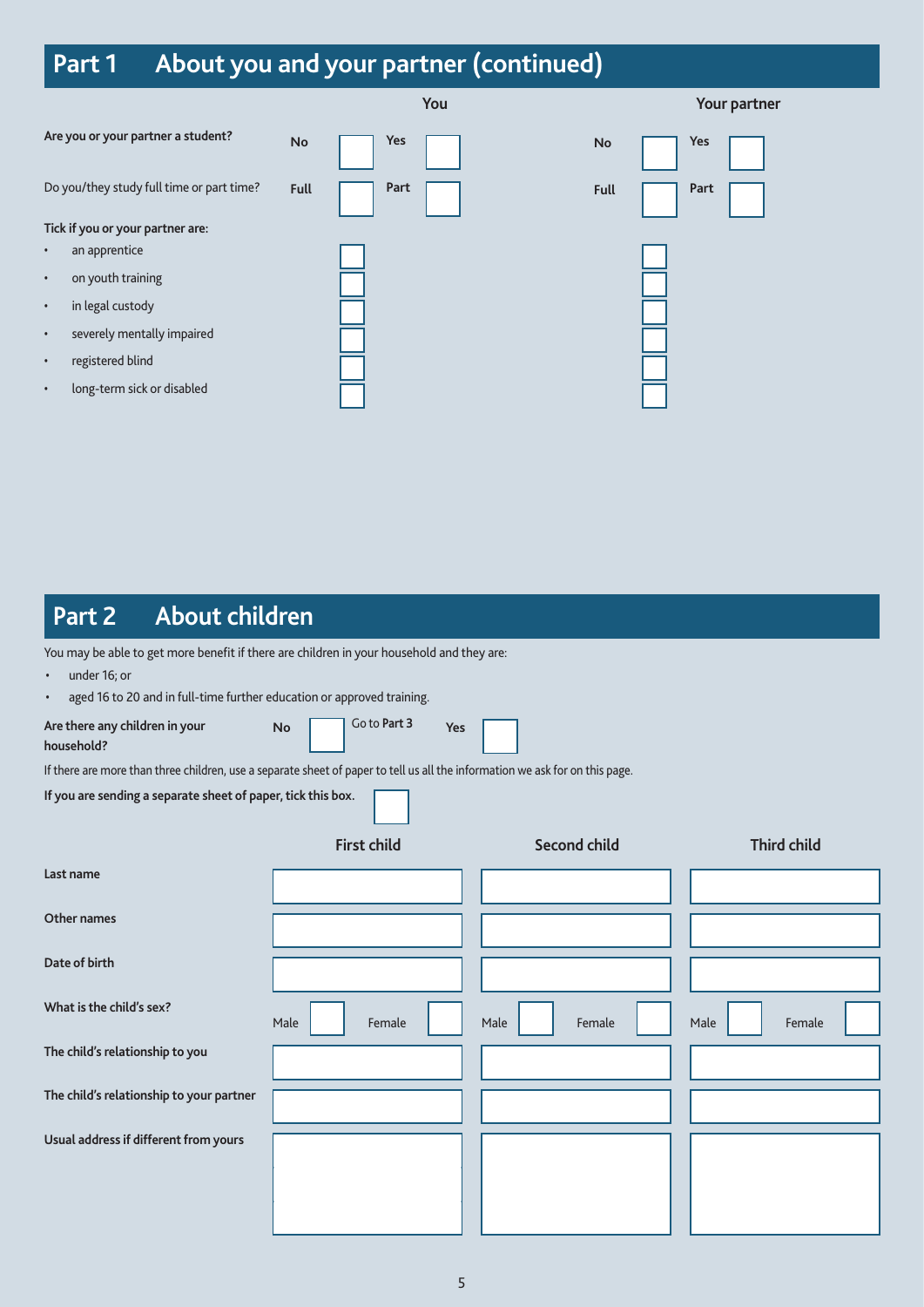## Part 1 About you and your partner (continued)

| | You | | Your partner | |
|---|---|---|---|---|
| **Are you or your partner a student?** | **No** ☐ | **Yes** ☐ | **No** ☐ | **Yes** ☐ |
| Do you/they study full time or part time? | **Full** ☐ | **Part** ☐ | **Full** ☐ | **Part** ☐ |

**Tick if you or your partner are:**

| | You | Your partner |
|---|---|---|
| an apprentice | ☐ | ☐ |
| on youth training | ☐ | ☐ |
| in legal custody | ☐ | ☐ |
| severely mentally impaired | ☐ | ☐ |
| registered blind | ☐ | ☐ |
| long-term sick or disabled | ☐ | ☐ |

## Part 2 About children

You may be able to get more benefit if there are children in your household and they are:

- under 16; or
- aged 16 to 20 and in full-time further education or approved training.

**Are there any children in your household?** **No** ☐ Go to **Part 3** **Yes** ☐

If there are more than three children, use a separate sheet of paper to tell us all the information we ask for on this page.

**If you are sending a separate sheet of paper, tick this box.** ☐

| | First child | Second child | Third child |
|---|---|---|---|
| **Last name** | | | |
| **Other names** | | | |
| **Date of birth** | | | |
| **What is the child's sex?** | Male ☐ Female ☐ | Male ☐ Female ☐ | Male ☐ Female ☐ |
| **The child's relationship to you** | | | |
| **The child's relationship to your partner** | | | |
| **Usual address if different from yours** | | | |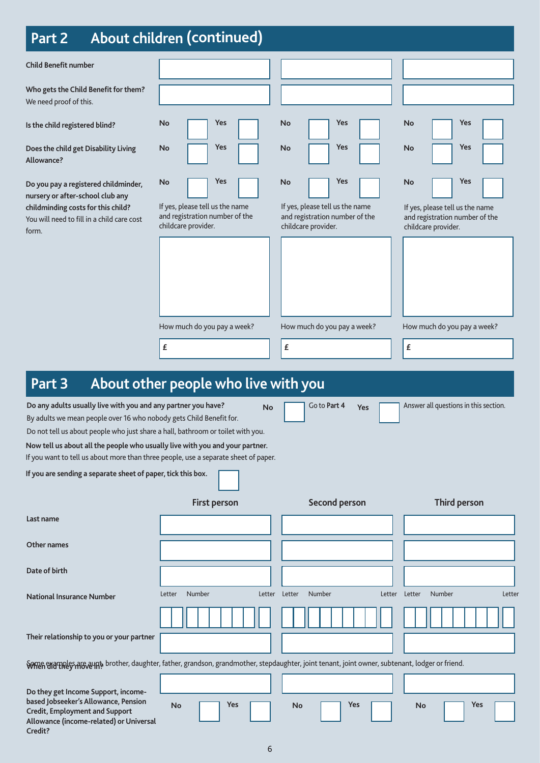## Part 2 About children (continued)

| | | | |
|---|---|---|---|
| **Child Benefit number** | | | |
| **Who gets the Child Benefit for them?** We need proof of this. | | | |
| **Is the child registered blind?** | **No** ☐ **Yes** ☐ | **No** ☐ **Yes** ☐ | **No** ☐ **Yes** ☐ |
| **Does the child get Disability Living Allowance?** | **No** ☐ **Yes** ☐ | **No** ☐ **Yes** ☐ | **No** ☐ **Yes** ☐ |
| **Do you pay a registered childminder, nursery or after-school club any childminding costs for this child?** You will need to fill in a child care cost form. | **No** ☐ **Yes** ☐ If yes, please tell us the name and registration number of the childcare provider. | **No** ☐ **Yes** ☐ If yes, please tell us the name and registration number of the childcare provider. | **No** ☐ **Yes** ☐ If yes, please tell us the name and registration number of the childcare provider. |
| | | | |
| | How much do you pay a week? £ | How much do you pay a week? £ | How much do you pay a week? £ |

## Part 3 About other people who live with you

**Do any adults usually live with you and any partner you have?** **No** ☐ Go to **Part 4** **Yes** ☐ Answer all questions in this section.

By adults we mean people over 16 who nobody gets Child Benefit for.

Do not tell us about people who just share a hall, bathroom or toilet with you.

**Now tell us about all the people who usually live with you and your partner.**

If you want to tell us about more than three people, use a separate sheet of paper.

**If you are sending a separate sheet of paper, tick this box.** ☐

| | **First person** | **Second person** | **Third person** |
|---|---|---|---|
| **Last name** | | | |
| **Other names** | | | |
| **Date of birth** | | | |
| **National Insurance Number** | Letter Number Letter | Letter Number Letter | Letter Number Letter |
| **Their relationship to you or your partner** | | | |

Some examples are aunt, brother, daughter, father, grandson, grandmother, stepdaughter, joint tenant, joint owner, subtenant, lodger or friend.

| | | | |
|---|---|---|---|
| **When did they move in?** | | | |
| **Do they get Income Support, income-based Jobseeker's Allowance, Pension Credit, Employment and Support Allowance (income-related) or Universal Credit?** | **No** ☐ **Yes** ☐ | **No** ☐ **Yes** ☐ | **No** ☐ **Yes** ☐ |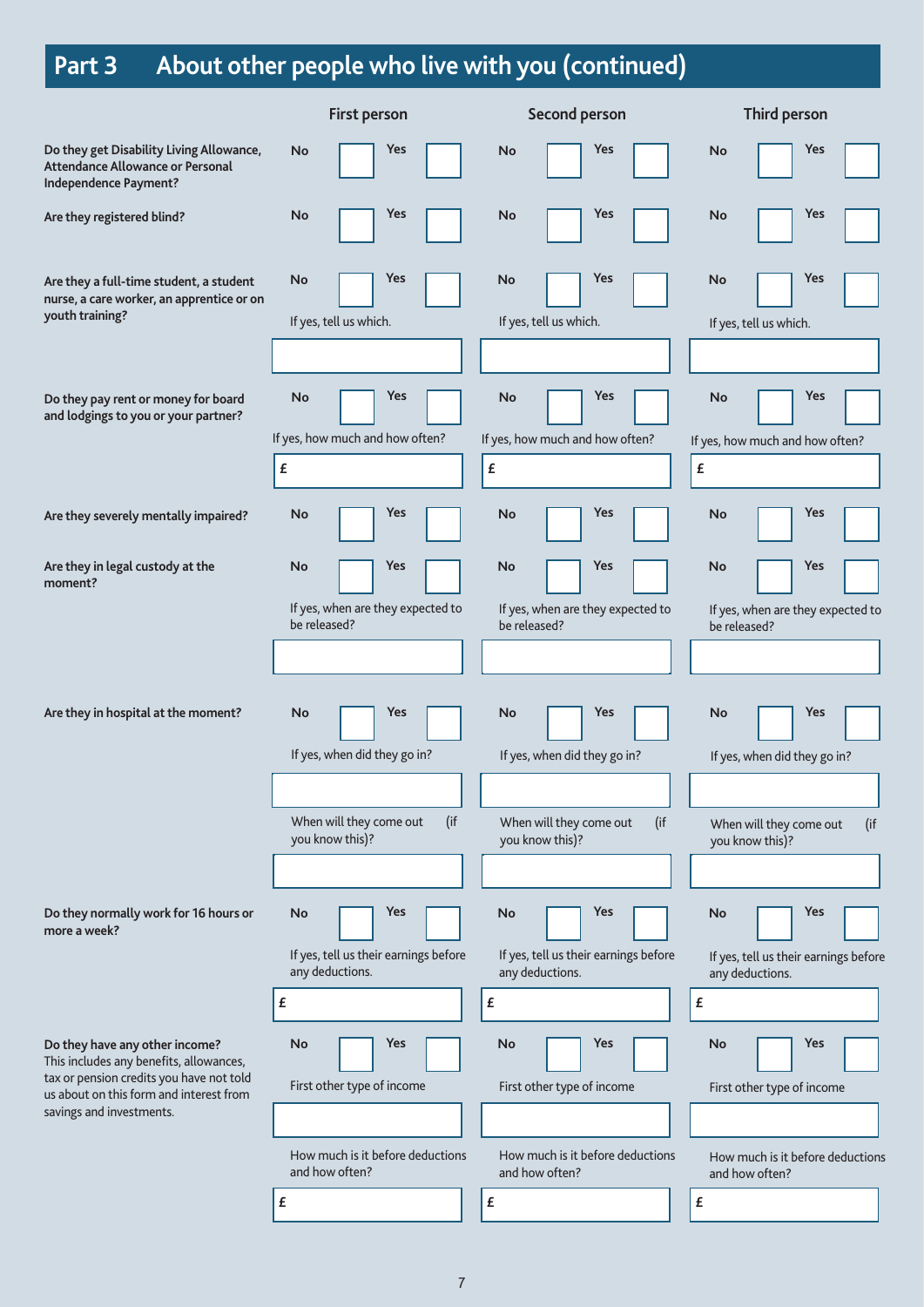## Part 3 About other people who live with you (continued)

| | First person | Second person | Third person |
|---|---|---|---|
| **Do they get Disability Living Allowance, Attendance Allowance or Personal Independence Payment?** | **No** ☐ **Yes** ☐ | **No** ☐ **Yes** ☐ | **No** ☐ **Yes** ☐ |
| **Are they registered blind?** | **No** ☐ **Yes** ☐ | **No** ☐ **Yes** ☐ | **No** ☐ **Yes** ☐ |
| **Are they a full-time student, a student nurse, a care worker, an apprentice or on youth training?** | **No** ☐ **Yes** ☐<br>If yes, tell us which. | **No** ☐ **Yes** ☐<br>If yes, tell us which. | **No** ☐ **Yes** ☐<br>If yes, tell us which. |
| **Do they pay rent or money for board and lodgings to you or your partner?** | **No** ☐ **Yes** ☐<br>If yes, how much and how often?<br>£ | **No** ☐ **Yes** ☐<br>If yes, how much and how often?<br>£ | **No** ☐ **Yes** ☐<br>If yes, how much and how often?<br>£ |
| **Are they severely mentally impaired?** | **No** ☐ **Yes** ☐ | **No** ☐ **Yes** ☐ | **No** ☐ **Yes** ☐ |
| **Are they in legal custody at the moment?** | **No** ☐ **Yes** ☐<br>If yes, when are they expected to be released? | **No** ☐ **Yes** ☐<br>If yes, when are they expected to be released? | **No** ☐ **Yes** ☐<br>If yes, when are they expected to be released? |
| **Are they in hospital at the moment?** | **No** ☐ **Yes** ☐<br>If yes, when did they go in?<br>When will they come out (if you know this)? | **No** ☐ **Yes** ☐<br>If yes, when did they go in?<br>When will they come out (if you know this)? | **No** ☐ **Yes** ☐<br>If yes, when did they go in?<br>When will they come out (if you know this)? |
| **Do they normally work for 16 hours or more a week?** | **No** ☐ **Yes** ☐<br>If yes, tell us their earnings before any deductions.<br>£ | **No** ☐ **Yes** ☐<br>If yes, tell us their earnings before any deductions.<br>£ | **No** ☐ **Yes** ☐<br>If yes, tell us their earnings before any deductions.<br>£ |
| **Do they have any other income?** This includes any benefits, allowances, tax or pension credits you have not told us about on this form and interest from savings and investments. | **No** ☐ **Yes** ☐<br>First other type of income<br>How much is it before deductions and how often?<br>£ | **No** ☐ **Yes** ☐<br>First other type of income<br>How much is it before deductions and how often?<br>£ | **No** ☐ **Yes** ☐<br>First other type of income<br>How much is it before deductions and how often?<br>£ |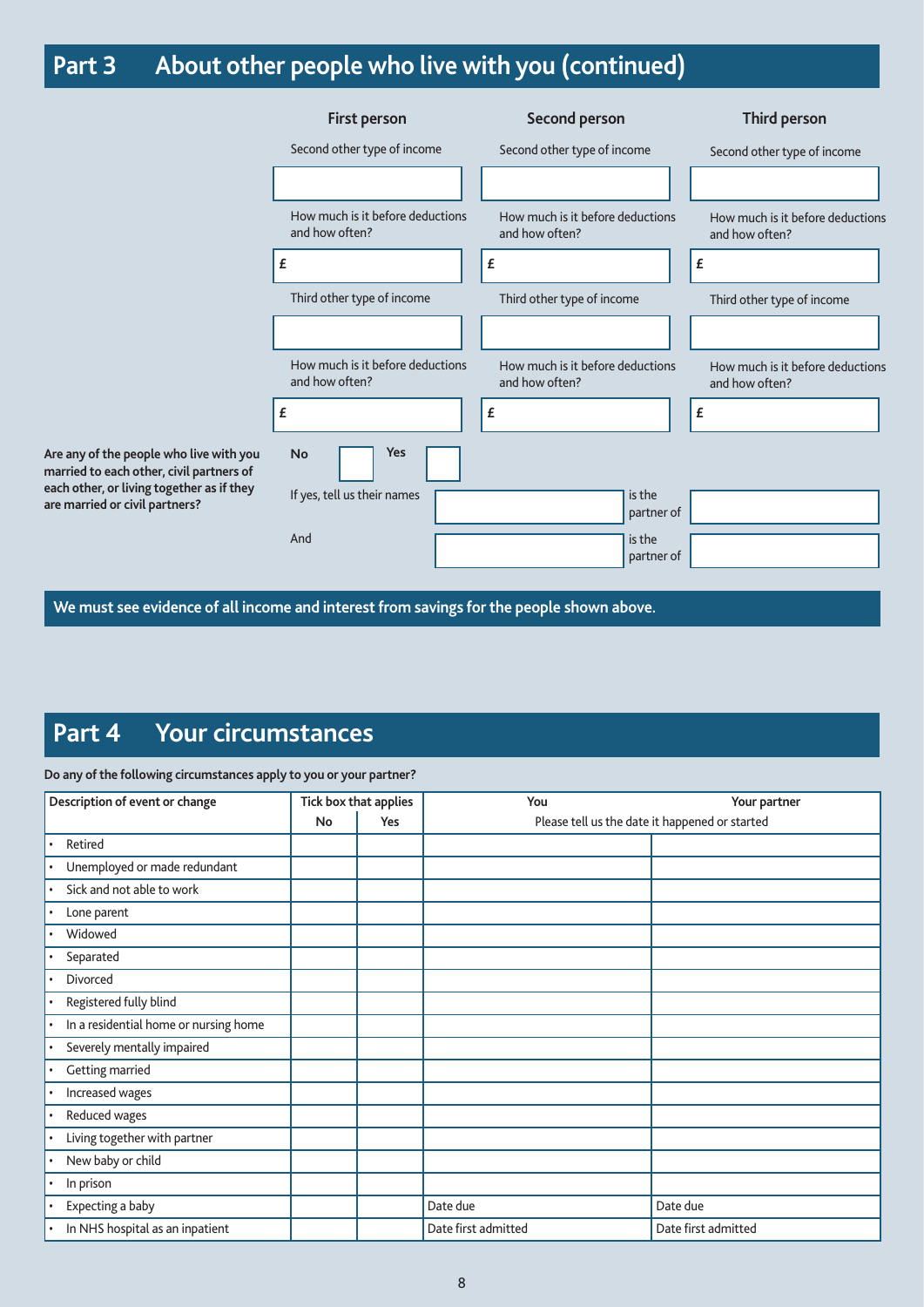## Part 3 About other people who live with you (continued)

| | First person | Second person | Third person |
|---|---|---|---|
| Second other type of income | | | |
| How much is it before deductions and how often? | £ | £ | £ |
| Third other type of income | | | |
| How much is it before deductions and how often? | £ | £ | £ |

**Are any of the people who live with you married to each other, civil partners of each other, or living together as if they are married or civil partners?**

No ☐ Yes ☐

If yes, tell us their names ______ is the partner of ______

And ______ is the partner of ______

**We must see evidence of all income and interest from savings for the people shown above.**

## Part 4 Your circumstances

**Do any of the following circumstances apply to you or your partner?**

| Description of event or change | Tick box that applies | | You | Your partner |
|---|---|---|---|---|
| | No | Yes | Please tell us the date it happened or started | |
| • Retired | | | | |
| • Unemployed or made redundant | | | | |
| • Sick and not able to work | | | | |
| • Lone parent | | | | |
| • Widowed | | | | |
| • Separated | | | | |
| • Divorced | | | | |
| • Registered fully blind | | | | |
| • In a residential home or nursing home | | | | |
| • Severely mentally impaired | | | | |
| • Getting married | | | | |
| • Increased wages | | | | |
| • Reduced wages | | | | |
| • Living together with partner | | | | |
| • New baby or child | | | | |
| • In prison | | | | |
| • Expecting a baby | | | Date due | Date due |
| • In NHS hospital as an inpatient | | | Date first admitted | Date first admitted |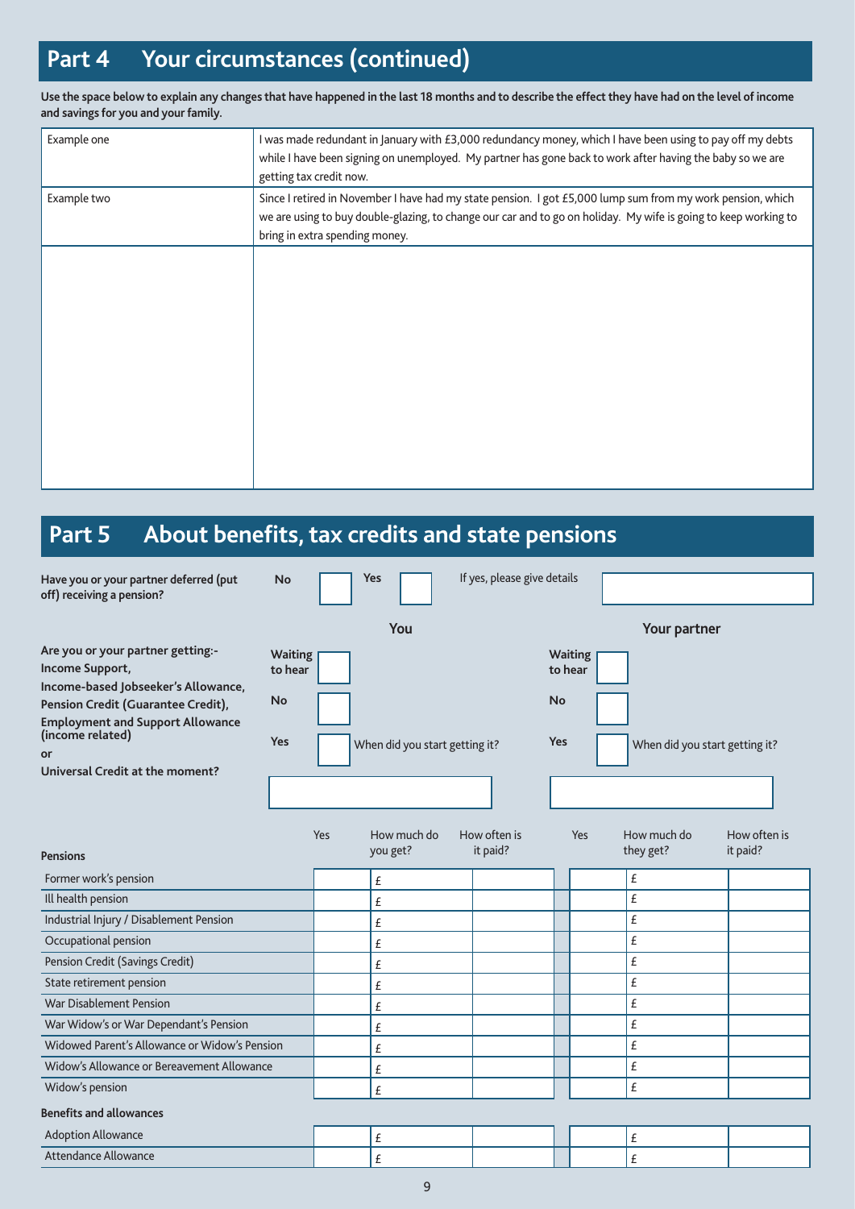## Part 4 Your circumstances (continued)

**Use the space below to explain any changes that have happened in the last 18 months and to describe the effect they have had on the level of income and savings for you and your family.**

| | |
|---|---|
| Example one | I was made redundant in January with £3,000 redundancy money, which I have been using to pay off my debts while I have been signing on unemployed. My partner has gone back to work after having the baby so we are getting tax credit now. |
| Example two | Since I retired in November I have had my state pension. I got £5,000 lump sum from my work pension, which we are using to buy double-glazing, to change our car and to go on holiday. My wife is going to keep working to bring in extra spending money. |
| | |

## Part 5 About benefits, tax credits and state pensions

**Have you or your partner deferred (put off) receiving a pension?** **No** ☐ **Yes** ☐ If yes, please give details

| | You | Your partner |
|---|---|---|
| **Are you or your partner getting:- Income Support, Income-based Jobseeker's Allowance, Pension Credit (Guarantee Credit), Employment and Support Allowance (income related) or Universal Credit at the moment?** | **Waiting to hear** ☐ | **Waiting to hear** ☐ |
| | **No** ☐ | **No** ☐ |
| | **Yes** ☐ When did you start getting it? | **Yes** ☐ When did you start getting it? |

| **Pensions** | Yes | How much do you get? | How often is it paid? | Yes | How much do they get? | How often is it paid? |
|---|---|---|---|---|---|---|
| Former work's pension | | £ | | | £ | |
| Ill health pension | | £ | | | £ | |
| Industrial Injury / Disablement Pension | | £ | | | £ | |
| Occupational pension | | £ | | | £ | |
| Pension Credit (Savings Credit) | | £ | | | £ | |
| State retirement pension | | £ | | | £ | |
| War Disablement Pension | | £ | | | £ | |
| War Widow's or War Dependant's Pension | | £ | | | £ | |
| Widowed Parent's Allowance or Widow's Pension | | £ | | | £ | |
| Widow's Allowance or Bereavement Allowance | | £ | | | £ | |
| Widow's pension | | £ | | | £ | |
| **Benefits and allowances** | | | | | | |
| Adoption Allowance | | £ | | | £ | |
| Attendance Allowance | | £ | | | £ | |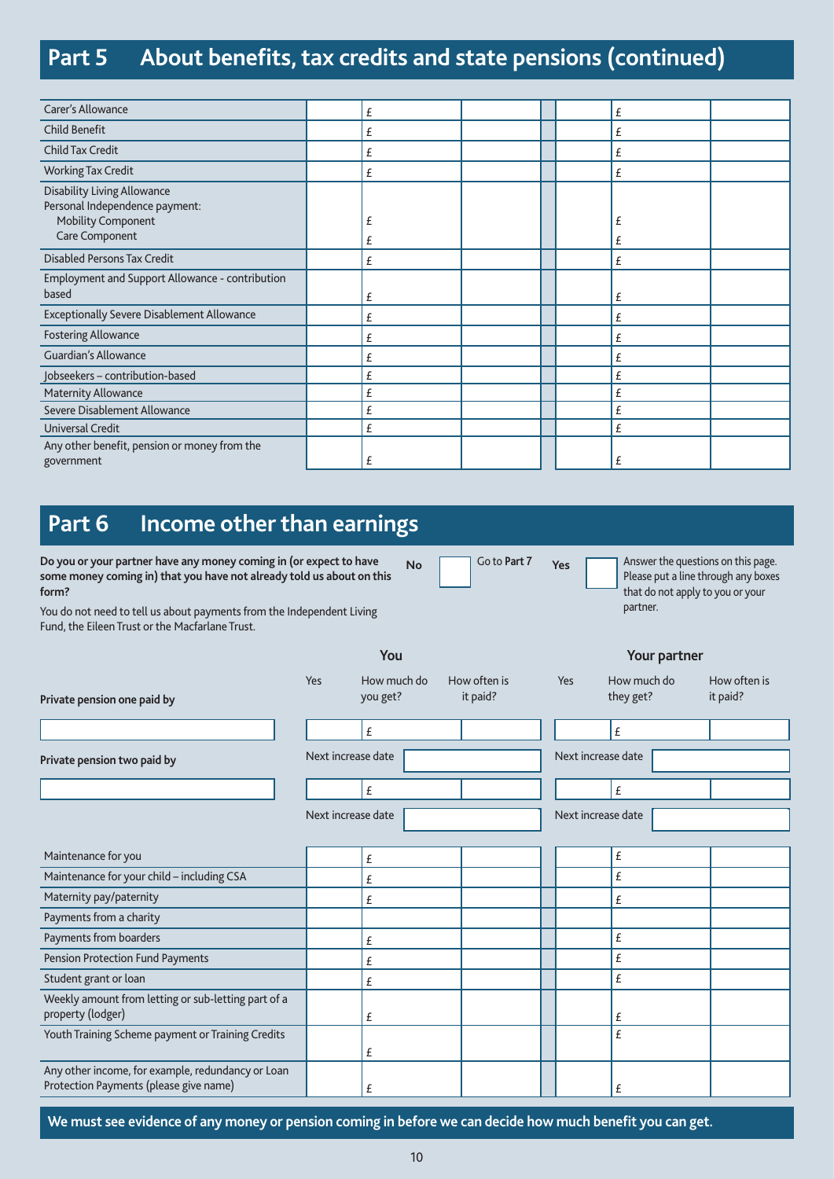## Part 5 About benefits, tax credits and state pensions (continued)

| | | | | | | | |
|---|---|---|---|---|---|---|---|
| Carer's Allowance | | £ | | | | £ | |
| Child Benefit | | £ | | | | £ | |
| Child Tax Credit | | £ | | | | £ | |
| Working Tax Credit | | £ | | | | £ | |
| Disability Living Allowance<br>Personal Independence payment:<br>Mobility Component<br>Care Component | | £<br>£ | | | | £<br>£ | |
| Disabled Persons Tax Credit | | £ | | | | £ | |
| Employment and Support Allowance - contribution based | | £ | | | | £ | |
| Exceptionally Severe Disablement Allowance | | £ | | | | £ | |
| Fostering Allowance | | £ | | | | £ | |
| Guardian's Allowance | | £ | | | | £ | |
| Jobseekers – contribution-based | | £ | | | | £ | |
| Maternity Allowance | | £ | | | | £ | |
| Severe Disablement Allowance | | £ | | | | £ | |
| Universal Credit | | £ | | | | £ | |
| Any other benefit, pension or money from the government | | £ | | | | £ | |

## Part 6 Income other than earnings

**Do you or your partner have any money coming in (or expect to have some money coming in) that you have not already told us about on this form?**

You do not need to tell us about payments from the Independent Living Fund, the Eileen Trust or the Macfarlane Trust.

**No** ☐ Go to **Part 7**

**Yes** ☐ Answer the questions on this page. Please put a line through any boxes that do not apply to you or your partner.

| | **You** | | | | **Your partner** | | |
|---|---|---|---|---|---|---|---|
| | Yes | How much do you get? | How often is it paid? | | Yes | How much do they get? | How often is it paid? |
| **Private pension one paid by** | | | | | | | |
| | | £ | | | | £ | |
| | Next increase date | | | | Next increase date | | |
| **Private pension two paid by** | | | | | | | |
| | | £ | | | | £ | |
| | Next increase date | | | | Next increase date | | |
| Maintenance for you | | £ | | | | £ | |
| Maintenance for your child – including CSA | | £ | | | | £ | |
| Maternity pay/paternity | | £ | | | | £ | |
| Payments from a charity | | | | | | | |
| Payments from boarders | | £ | | | | £ | |
| Pension Protection Fund Payments | | £ | | | | £ | |
| Student grant or loan | | £ | | | | £ | |
| Weekly amount from letting or sub-letting part of a property (lodger) | | £ | | | | £ | |
| Youth Training Scheme payment or Training Credits | | £ | | | | £ | |
| Any other income, for example, redundancy or Loan Protection Payments (please give name) | | £ | | | | £ | |

**We must see evidence of any money or pension coming in before we can decide how much benefit you can get.**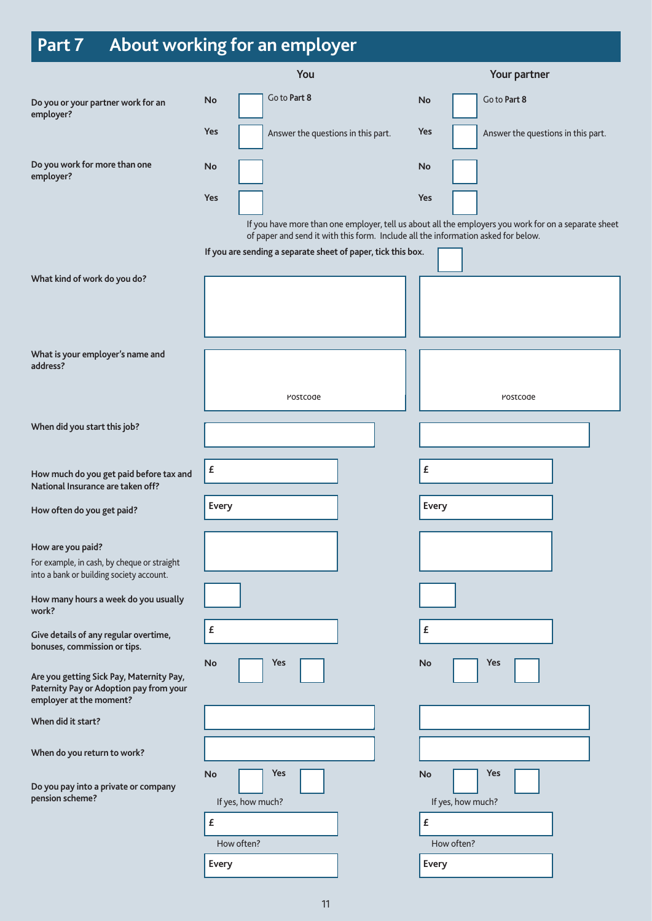# Part 7 About working for an employer

| | You | | Your partner | |
|---|---|---|---|---|
| **Do you or your partner work for an employer?** | **No** ☐ | Go to **Part 8** | **No** ☐ | Go to **Part 8** |
| | **Yes** ☐ | Answer the questions in this part. | **Yes** ☐ | Answer the questions in this part. |
| **Do you work for more than one employer?** | **No** ☐ | | **No** ☐ | |
| | **Yes** ☐ | | **Yes** ☐ | |

If you have more than one employer, tell us about all the employers you work for on a separate sheet of paper and send it with this form. Include all the information asked for below.

**If you are sending a separate sheet of paper, tick this box.** ☐

| | You | Your partner |
|---|---|---|
| **What kind of work do you do?** | | |
| **What is your employer's name and address?** | Postcode | Postcode |
| **When did you start this job?** | | |
| **How much do you get paid before tax and National Insurance are taken off?** | £ | £ |
| **How often do you get paid?** | **Every** | **Every** |
| **How are you paid?** For example, in cash, by cheque or straight into a bank or building society account. | | |
| **How many hours a week do you usually work?** | | |
| **Give details of any regular overtime, bonuses, commission or tips.** | £ | £ |
| **Are you getting Sick Pay, Maternity Pay, Paternity Pay or Adoption pay from your employer at the moment?** | **No** ☐ **Yes** ☐ | **No** ☐ **Yes** ☐ |
| **When did it start?** | | |
| **When do you return to work?** | | |
| **Do you pay into a private or company pension scheme?** | **No** ☐ **Yes** ☐ | **No** ☐ **Yes** ☐ |
| | If yes, how much? £ | If yes, how much? £ |
| | How often? **Every** | How often? **Every** |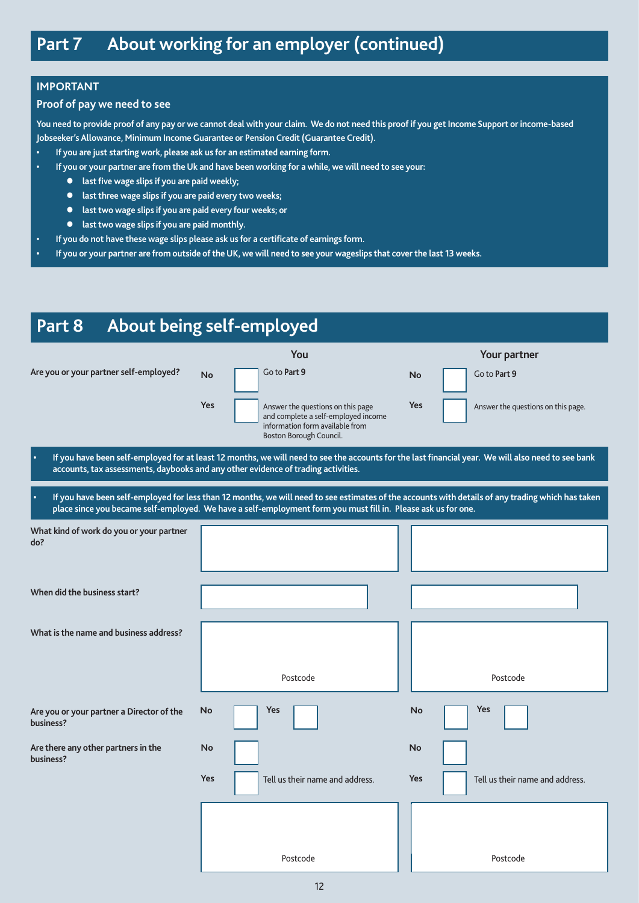## Part 7 About working for an employer (continued)

**IMPORTANT**

**Proof of pay we need to see**

**You need to provide proof of any pay or we cannot deal with your claim. We do not need this proof if you get Income Support or income-based Jobseeker's Allowance, Minimum Income Guarantee or Pension Credit (Guarantee Credit).**

- **If you are just starting work, please ask us for an estimated earning form.**
- **If you or your partner are from the Uk and have been working for a while, we will need to see your:**
  - **last five wage slips if you are paid weekly;**
  - **last three wage slips if you are paid every two weeks;**
  - **last two wage slips if you are paid every four weeks; or**
  - **last two wage slips if you are paid monthly.**
- **If you do not have these wage slips please ask us for a certificate of earnings form.**
- **If you or your partner are from outside of the UK, we will need to see your wageslips that cover the last 13 weeks.**

## Part 8 About being self-employed

| | You | Your partner |
|---|---|---|
| **Are you or your partner self-employed?** | **No** ☐ Go to **Part 9**<br>**Yes** ☐ Answer the questions on this page and complete a self-employed income information form available from Boston Borough Council. | **No** ☐ Go to **Part 9**<br>**Yes** ☐ Answer the questions on this page. |

- **If you have been self-employed for at least 12 months, we will need to see the accounts for the last financial year. We will also need to see bank accounts, tax assessments, daybooks and any other evidence of trading activities.**

- **If you have been self-employed for less than 12 months, we will need to see estimates of the accounts with details of any trading which has taken place since you became self-employed. We have a self-employment form you must fill in. Please ask us for one.**

| | You | Your partner |
|---|---|---|
| **What kind of work do you or your partner do?** | | |
| **When did the business start?** | | |
| **What is the name and business address?** | Postcode | Postcode |
| **Are you or your partner a Director of the business?** | **No** ☐ **Yes** ☐ | **No** ☐ **Yes** ☐ |
| **Are there any other partners in the business?** | **No** ☐<br>**Yes** ☐ Tell us their name and address.<br><br>Postcode | **No** ☐<br>**Yes** ☐ Tell us their name and address.<br><br>Postcode |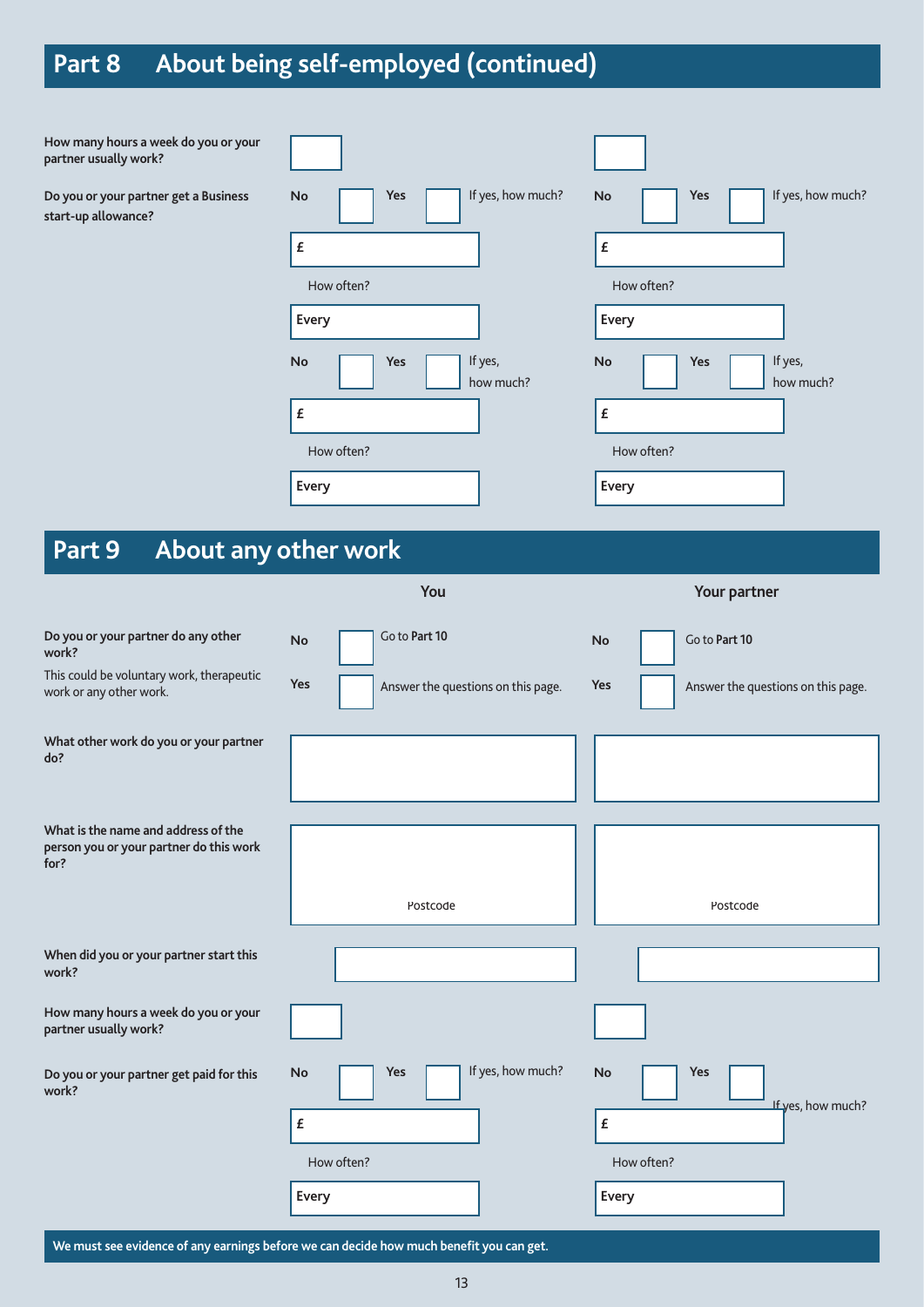## Part 8 About being self-employed (continued)

| | You | Your partner |
|---|---|---|
| **How many hours a week do you or your partner usually work?** | | |
| **Do you or your partner get a Business start-up allowance?** | **No** ☐ **Yes** ☐ If yes, how much? £ How often? **Every** | **No** ☐ **Yes** ☐ If yes, how much? £ How often? **Every** |
| | **No** ☐ **Yes** ☐ If yes, how much? £ How often? **Every** | **No** ☐ **Yes** ☐ If yes, how much? £ How often? **Every** |

## Part 9 About any other work

| | You | Your partner |
|---|---|---|
| **Do you or your partner do any other work?** This could be voluntary work, therapeutic work or any other work. | **No** ☐ Go to **Part 10** **Yes** ☐ Answer the questions on this page. | **No** ☐ Go to **Part 10** **Yes** ☐ Answer the questions on this page. |
| **What other work do you or your partner do?** | | |
| **What is the name and address of the person you or your partner do this work for?** | Postcode | Postcode |
| **When did you or your partner start this work?** | | |
| **How many hours a week do you or your partner usually work?** | | |
| **Do you or your partner get paid for this work?** | **No** ☐ **Yes** ☐ If yes, how much? £ How often? **Every** | **No** ☐ **Yes** ☐ If yes, how much? £ How often? **Every** |

**We must see evidence of any earnings before we can decide how much benefit you can get.**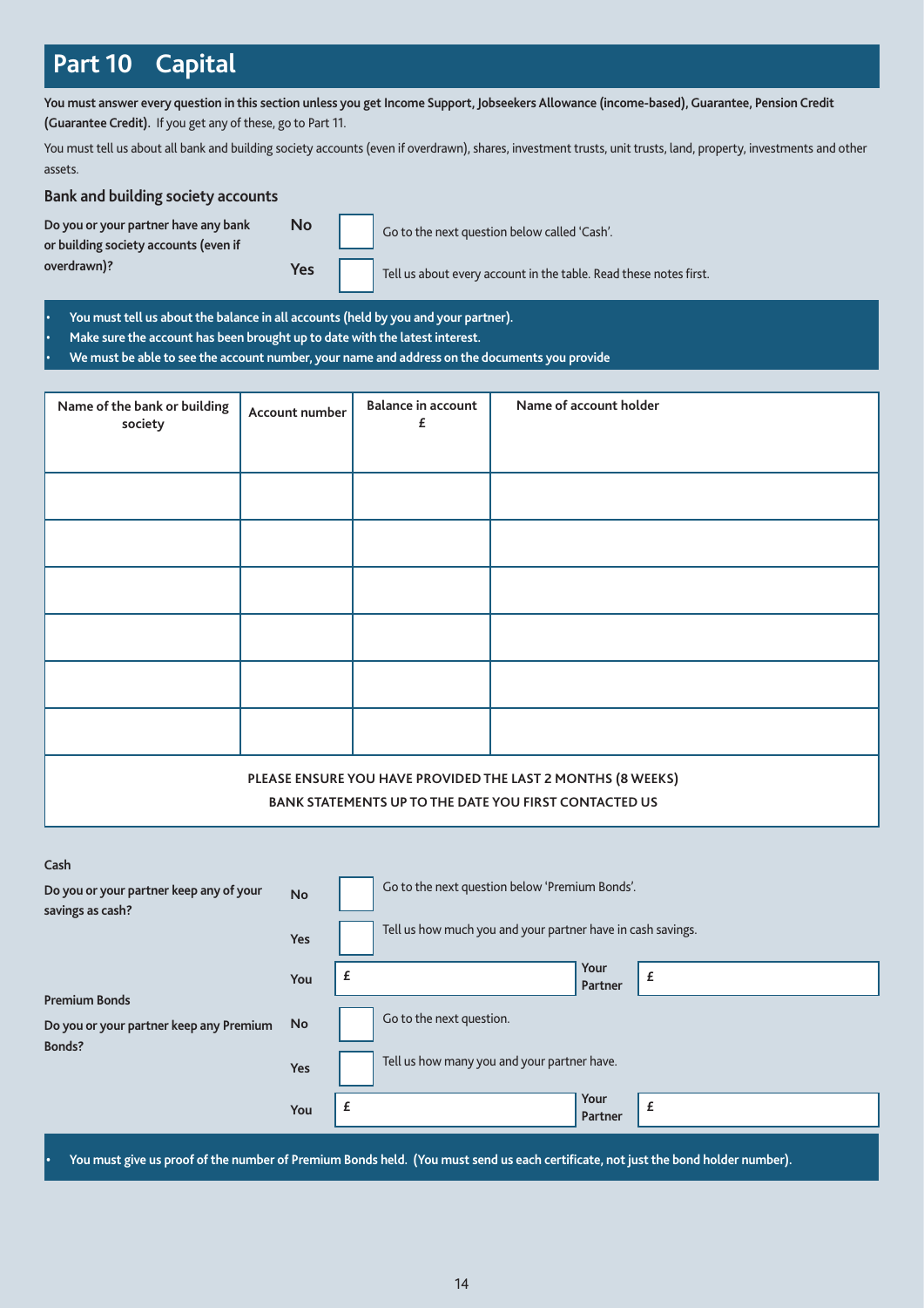# Part 10 Capital

**You must answer every question in this section unless you get Income Support, Jobseekers Allowance (income-based), Guarantee, Pension Credit (Guarantee Credit).** If you get any of these, go to Part 11.

You must tell us about all bank and building society accounts (even if overdrawn), shares, investment trusts, unit trusts, land, property, investments and other assets.

## Bank and building society accounts

**Do you or your partner have any bank or building society accounts (even if overdrawn)?**

**No** ☐ Go to the next question below called 'Cash'.

**Yes** ☐ Tell us about every account in the table. Read these notes first.

- **You must tell us about the balance in all accounts (held by you and your partner).**
- **Make sure the account has been brought up to date with the latest interest.**
- **We must be able to see the account number, your name and address on the documents you provide**

| Name of the bank or building society | Account number | Balance in account £ | Name of account holder |
|---|---|---|---|
| | | | |
| | | | |
| | | | |
| | | | |
| | | | |
| | | | |

PLEASE ENSURE YOU HAVE PROVIDED THE LAST 2 MONTHS (8 WEEKS) BANK STATEMENTS UP TO THE DATE YOU FIRST CONTACTED US

**Cash**

**Do you or your partner keep any of your savings as cash?**

**No** ☐ Go to the next question below 'Premium Bonds'.

**Yes** ☐ Tell us how much you and your partner have in cash savings.

**You** £ ______ **Your Partner** £ ______

**Premium Bonds**

**Do you or your partner keep any Premium Bonds?**

**No** ☐ Go to the next question.

**Yes** ☐ Tell us how many you and your partner have.

**You** £ ______ **Your Partner** £ ______

- **You must give us proof of the number of Premium Bonds held. (You must send us each certificate, not just the bond holder number).**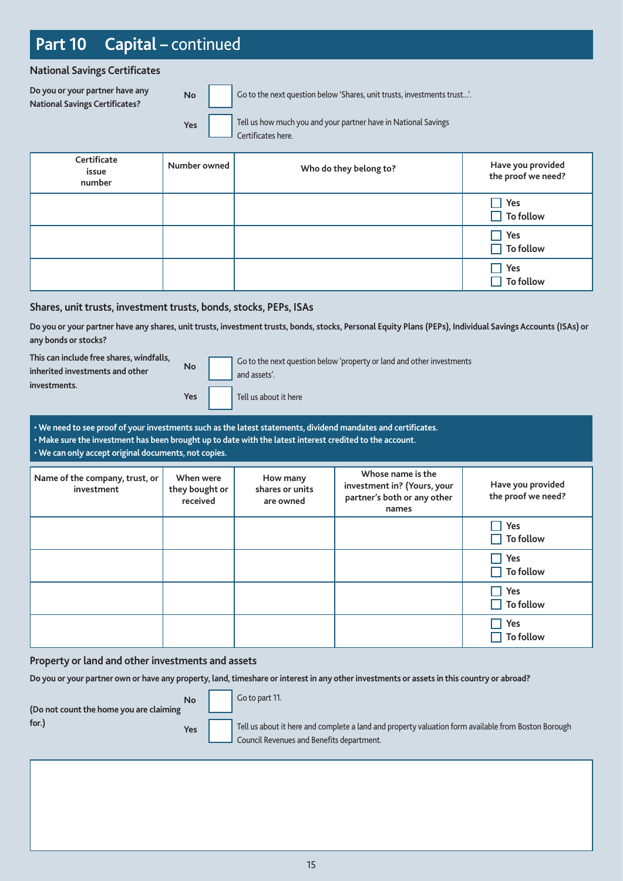## Part 10 Capital – continued

### National Savings Certificates

**Do you or your partner have any National Savings Certificates?**

**No** ☐ Go to the next question below 'Shares, unit trusts, investments trust...'.

**Yes** ☐ Tell us how much you and your partner have in National Savings Certificates here.

| Certificate issue number | Number owned | Who do they belong to? | Have you provided the proof we need? |
|---|---|---|---|
| | | | ☐ Yes ☐ To follow |
| | | | ☐ Yes ☐ To follow |
| | | | ☐ Yes ☐ To follow |

### Shares, unit trusts, investment trusts, bonds, stocks, PEPs, ISAs

**Do you or your partner have any shares, unit trusts, investment trusts, bonds, stocks, Personal Equity Plans (PEPs), Individual Savings Accounts (ISAs) or any bonds or stocks?**

**This can include free shares, windfalls, inherited investments and other investments.**

**No** ☐ Go to the next question below 'property or land and other investments and assets'.

**Yes** ☐ Tell us about it here

- **We need to see proof of your investments such as the latest statements, dividend mandates and certificates.**
- **Make sure the investment has been brought up to date with the latest interest credited to the account.**
- **We can only accept original documents, not copies.**

| Name of the company, trust, or investment | When were they bought or received | How many shares or units are owned | Whose name is the investment in? (Yours, your partner's both or any other names | Have you provided the proof we need? |
|---|---|---|---|---|
| | | | | ☐ Yes ☐ To follow |
| | | | | ☐ Yes ☐ To follow |
| | | | | ☐ Yes ☐ To follow |
| | | | | ☐ Yes ☐ To follow |

### Property or land and other investments and assets

**Do you or your partner own or have any property, land, timeshare or interest in any other investments or assets in this country or abroad?**

**(Do not count the home you are claiming for.)**

**No** ☐ Go to part 11.

**Yes** ☐ Tell us about it here and complete a land and property valuation form available from Boston Borough Council Revenues and Benefits department.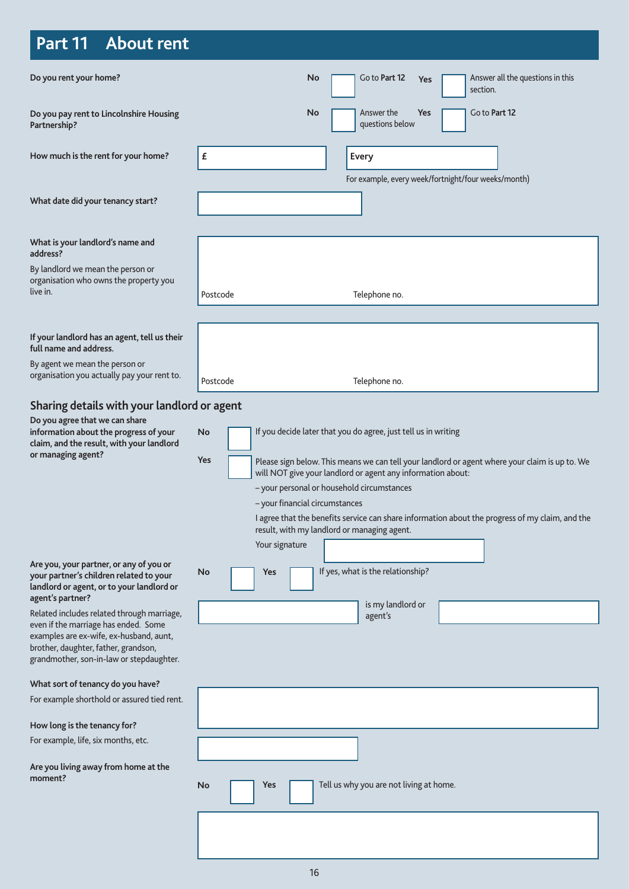# Part 11 About rent

**Do you rent your home?**

No ☐ Go to **Part 12** Yes ☐ Answer all the questions in this section.

**Do you pay rent to Lincolnshire Housing Partnership?**

No ☐ Answer the questions below Yes ☐ Go to **Part 12**

**How much is the rent for your home?**

£ __________ **Every** __________

For example, every week/fortnight/four weeks/month)

**What date did your tenancy start?**

__________

**What is your landlord's name and address?**

By landlord we mean the person or organisation who owns the property you live in.

Postcode Telephone no.

**If your landlord has an agent, tell us their full name and address.**

By agent we mean the person or organisation you actually pay your rent to.

Postcode Telephone no.

## Sharing details with your landlord or agent

**Do you agree that we can share information about the progress of your claim, and the result, with your landlord or managing agent?**

No ☐ If you decide later that you do agree, just tell us in writing

Yes ☐ Please sign below. This means we can tell your landlord or agent where your claim is up to. We will NOT give your landlord or agent any information about:

- your personal or household circumstances
- your financial circumstances

I agree that the benefits service can share information about the progress of my claim, and the result, with my landlord or managing agent.

Your signature __________

**Are you, your partner, or any of you or your partner's children related to your landlord or agent, or to your landlord or agent's partner?**

Related includes related through marriage, even if the marriage has ended. Some examples are ex-wife, ex-husband, aunt, brother, daughter, father, grandson, grandmother, son-in-law or stepdaughter.

No ☐ Yes ☐ If yes, what is the relationship?

__________ is my landlord or agent's __________

**What sort of tenancy do you have?**

For example shorthold or assured tied rent.

__________

**How long is the tenancy for?**

For example, life, six months, etc.

__________

**Are you living away from home at the moment?**

No ☐ Yes ☐ Tell us why you are not living at home.

__________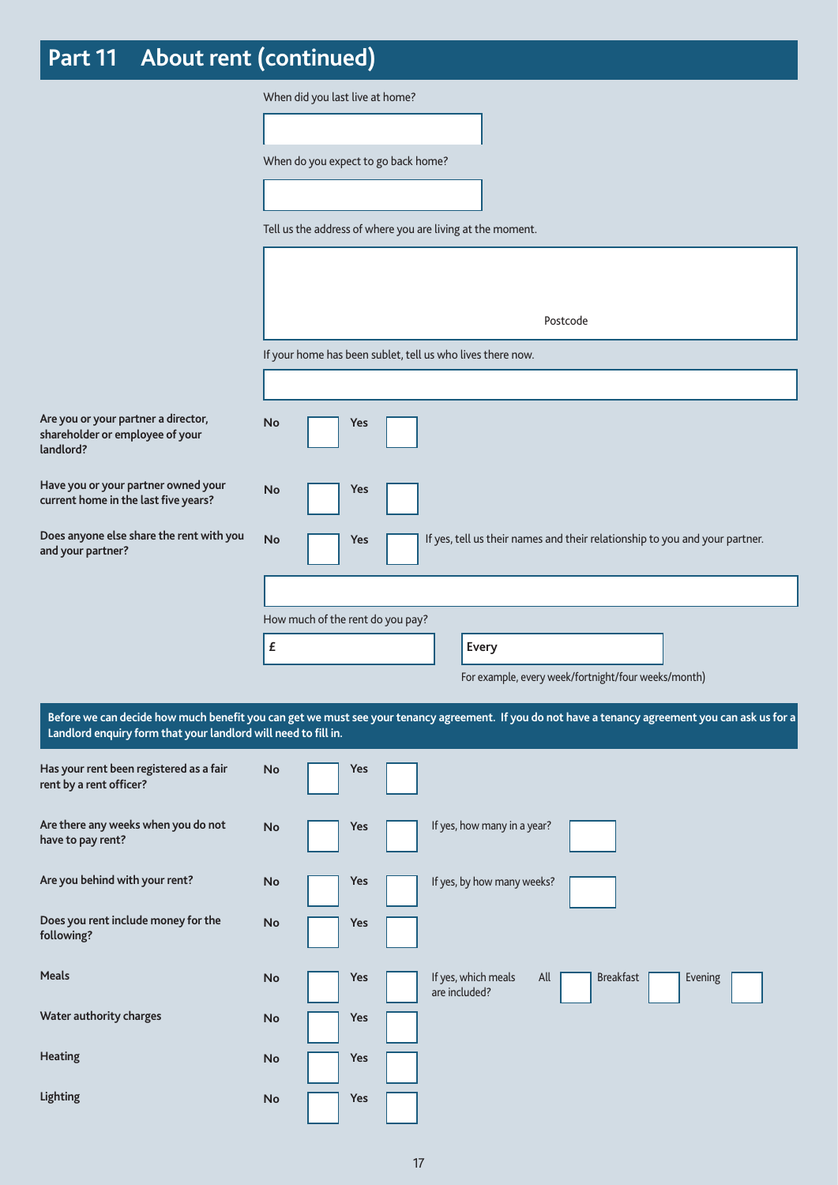# Part 11 About rent (continued)

When did you last live at home?

When do you expect to go back home?

Tell us the address of where you are living at the moment.

Postcode

If your home has been sublet, tell us who lives there now.

**Are you or your partner a director, shareholder or employee of your landlord?** No ☐ Yes ☐

**Have you or your partner owned your current home in the last five years?** No ☐ Yes ☐

**Does anyone else share the rent with you and your partner?** No ☐ Yes ☐ If yes, tell us their names and their relationship to you and your partner.

How much of the rent do you pay?

£ | Every

For example, every week/fortnight/four weeks/month)

**Before we can decide how much benefit you can get we must see your tenancy agreement. If you do not have a tenancy agreement you can ask us for a Landlord enquiry form that your landlord will need to fill in.**

**Has your rent been registered as a fair rent by a rent officer?** No ☐ Yes ☐

**Are there any weeks when you do not have to pay rent?** No ☐ Yes ☐ If yes, how many in a year?

**Are you behind with your rent?** No ☐ Yes ☐ If yes, by how many weeks?

**Does you rent include money for the following?** No ☐ Yes ☐

**Meals** No ☐ Yes ☐ If yes, which meals are included? All ☐ Breakfast ☐ Evening ☐

**Water authority charges** No ☐ Yes ☐

**Heating** No ☐ Yes ☐

**Lighting** No ☐ Yes ☐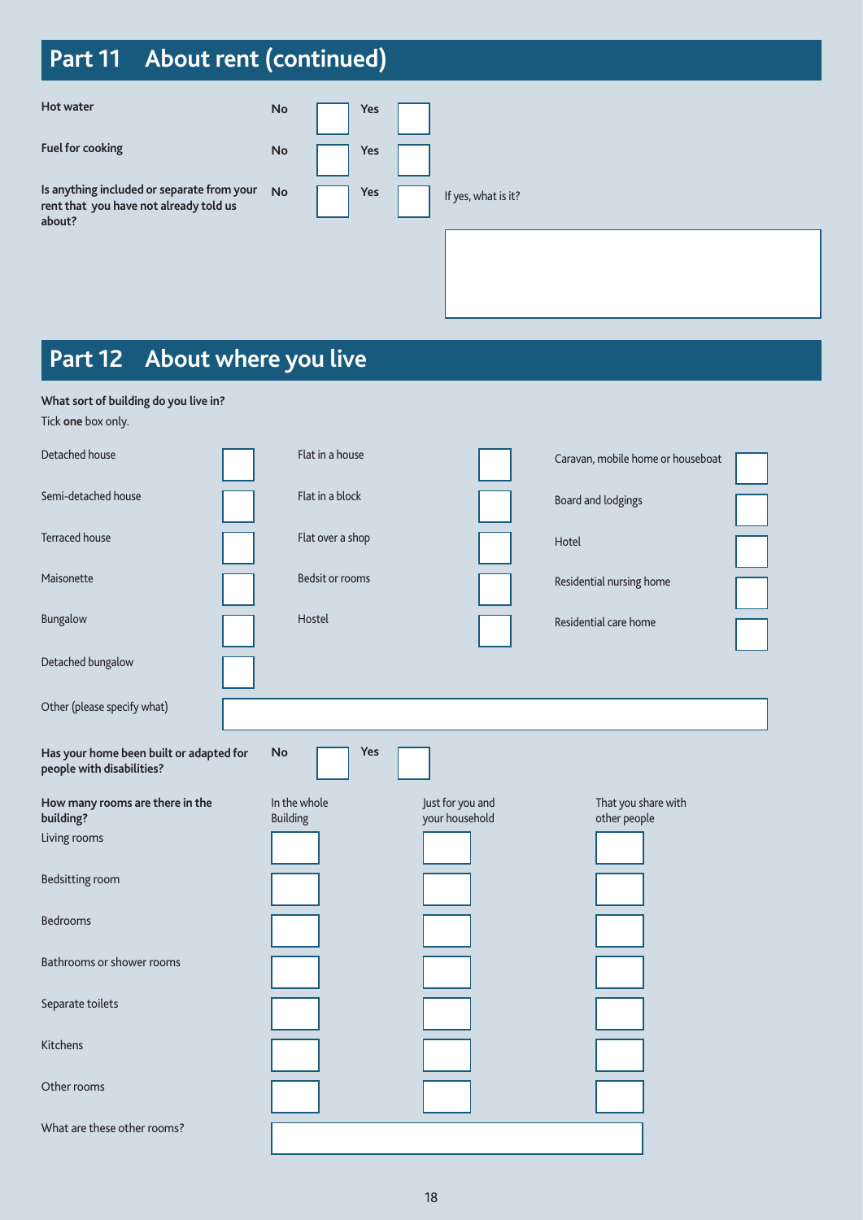## Part 11 About rent (continued)

| | No | Yes | |
|---|---|---|---|
| **Hot water** | ☐ | ☐ | |
| **Fuel for cooking** | ☐ | ☐ | |
| **Is anything included or separate from your rent that you have not already told us about?** | ☐ | ☐ | If yes, what is it? |

## Part 12 About where you live

**What sort of building do you live in?**

Tick **one** box only.

| | | | | | |
|---|---|---|---|---|---|
| Detached house | ☐ | Flat in a house | ☐ | Caravan, mobile home or houseboat | ☐ |
| Semi-detached house | ☐ | Flat in a block | ☐ | Board and lodgings | ☐ |
| Terraced house | ☐ | Flat over a shop | ☐ | Hotel | ☐ |
| Maisonette | ☐ | Bedsit or rooms | ☐ | Residential nursing home | ☐ |
| Bungalow | ☐ | Hostel | ☐ | Residential care home | ☐ |
| Detached bungalow | ☐ | | | | |

Other (please specify what)

**Has your home been built or adapted for people with disabilities?** No ☐ Yes ☐

**How many rooms are there in the building?**

| | In the whole Building | Just for you and your household | That you share with other people |
|---|---|---|---|
| Living rooms | | | |
| Bedsitting room | | | |
| Bedrooms | | | |
| Bathrooms or shower rooms | | | |
| Separate toilets | | | |
| Kitchens | | | |
| Other rooms | | | |

What are these other rooms?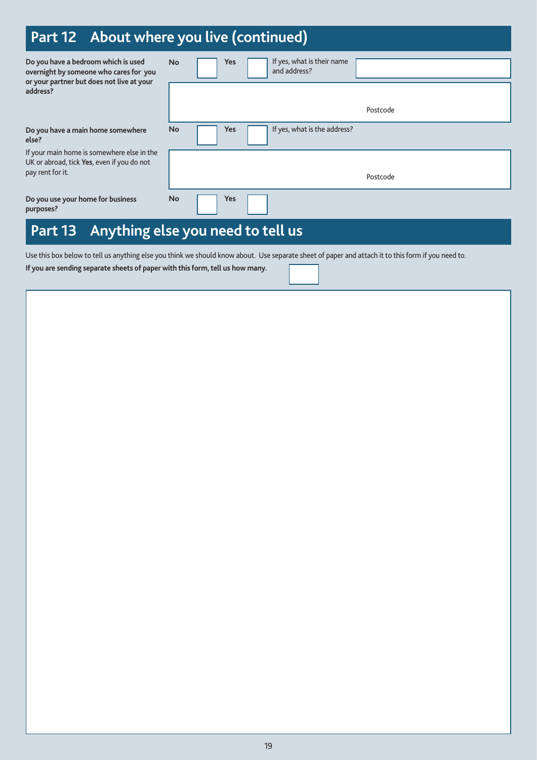## Part 12 About where you live (continued)

**Do you have a bedroom which is used overnight by someone who cares for you or your partner but does not live at your address?**

No ☐ Yes ☐ If yes, what is their name and address?

Postcode

**Do you have a main home somewhere else?**

If your main home is somewhere else in the UK or abroad, tick **Yes**, even if you do not pay rent for it.

No ☐ Yes ☐ If yes, what is the address?

Postcode

**Do you use your home for business purposes?**

No ☐ Yes ☐

## Part 13 Anything else you need to tell us

Use this box below to tell us anything else you think we should know about. Use separate sheet of paper and attach it to this form if you need to.

**If you are sending separate sheets of paper with this form, tell us how many.** ☐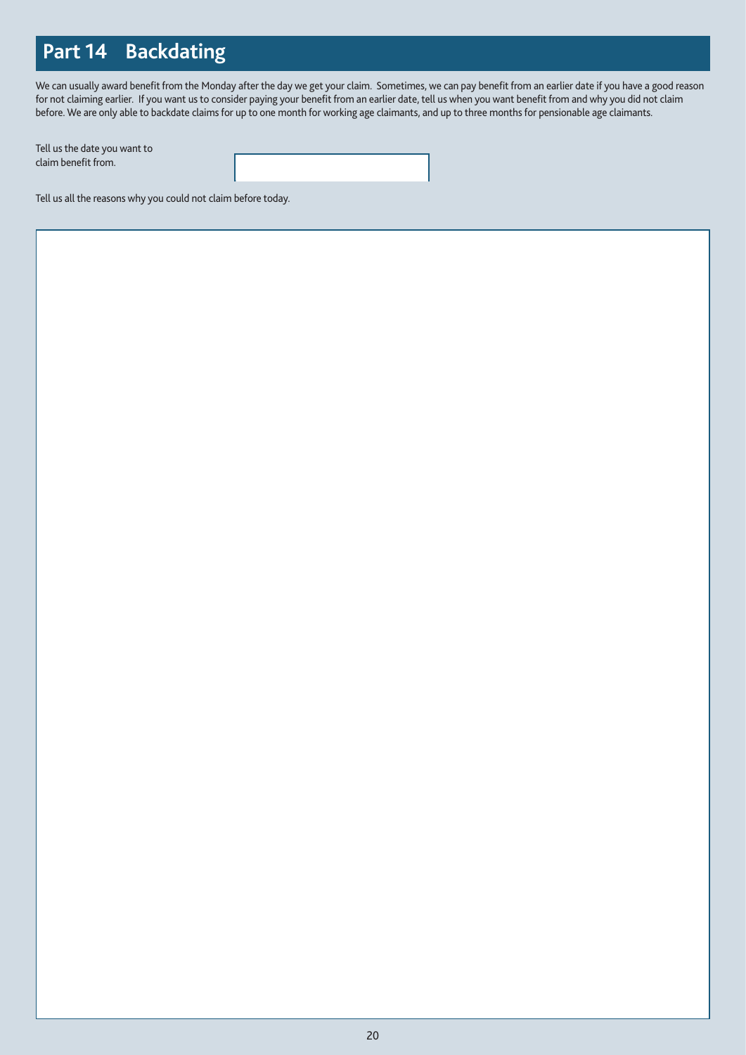# Part 14 Backdating

We can usually award benefit from the Monday after the day we get your claim. Sometimes, we can pay benefit from an earlier date if you have a good reason for not claiming earlier. If you want us to consider paying your benefit from an earlier date, tell us when you want benefit from and why you did not claim before. We are only able to backdate claims for up to one month for working age claimants, and up to three months for pensionable age claimants.

Tell us the date you want to claim benefit from.

Tell us all the reasons why you could not claim before today.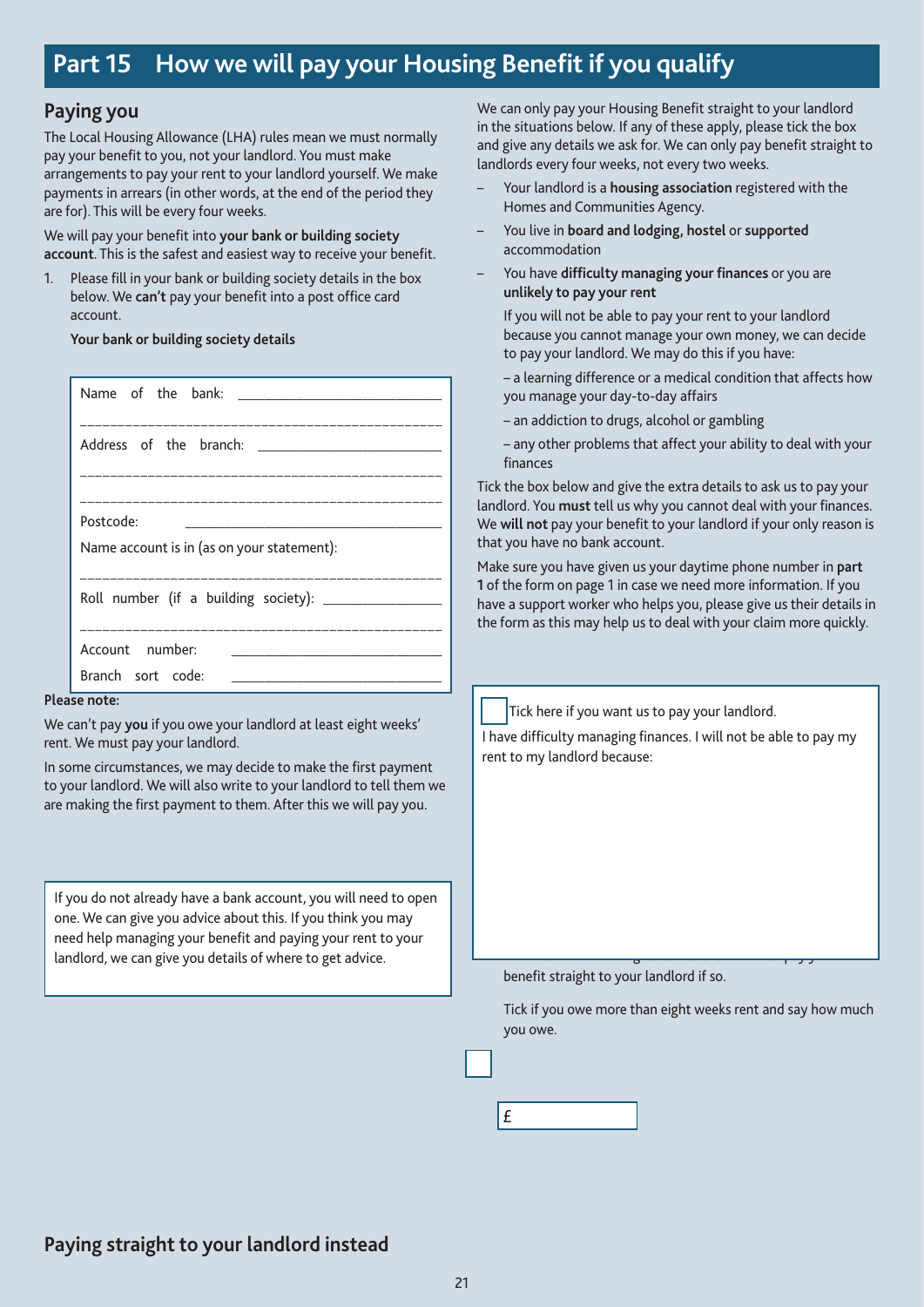# Part 15 How we will pay your Housing Benefit if you qualify

## Paying you

The Local Housing Allowance (LHA) rules mean we must normally pay your benefit to you, not your landlord. You must make arrangements to pay your rent to your landlord yourself. We make payments in arrears (in other words, at the end of the period they are for). This will be every four weeks.

We will pay your benefit into **your bank or building society account**. This is the safest and easiest way to receive your benefit.

1. Please fill in your bank or building society details in the box below. We **can't** pay your benefit into a post office card account.

   **Your bank or building society details**

Name of the bank: ______________________________

______________________________________________

Address of the branch: __________________________

______________________________________________

______________________________________________

Postcode: ______________________________________

Name account is in (as on your statement):

______________________________________________

Roll number (if a building society): _______________

______________________________________________

Account number: ________________________________

Branch sort code: _______________________________

**Please note:**

We can't pay **you** if you owe your landlord at least eight weeks' rent. We must pay your landlord.

In some circumstances, we may decide to make the first payment to your landlord. We will also write to your landlord to tell them we are making the first payment to them. After this we will pay you.

If you do not already have a bank account, you will need to open one. We can give you advice about this. If you think you may need help managing your benefit and paying your rent to your landlord, we can give you details of where to get advice.

## Paying straight to your landlord instead

We can only pay your Housing Benefit straight to your landlord in the situations below. If any of these apply, please tick the box and give any details we ask for. We can only pay benefit straight to landlords every four weeks, not every two weeks.

- Your landlord is a **housing association** registered with the Homes and Communities Agency.
- You live in **board and lodging, hostel** or **supported** accommodation
- You have **difficulty managing your finances** or you are **unlikely to pay your rent**

  If you will not be able to pay your rent to your landlord because you cannot manage your own money, we can decide to pay your landlord. We may do this if you have:

  – a learning difference or a medical condition that affects how you manage your day-to-day affairs

  – an addiction to drugs, alcohol or gambling

  – any other problems that affect your ability to deal with your finances

Tick the box below and give the extra details to ask us to pay your landlord. You **must** tell us why you cannot deal with your finances. We **will not** pay your benefit to your landlord if your only reason is that you have no bank account.

Make sure you have given us your daytime phone number in **part 1** of the form on page 1 in case we need more information. If you have a support worker who helps you, please give us their details in the form as this may help us to deal with your claim more quickly.

☐ Tick here if you want us to pay your landlord.

I have difficulty managing finances. I will not be able to pay my rent to my landlord because:

benefit straight to your landlord if so.

Tick if you owe more than eight weeks rent and say how much you owe.

☐

£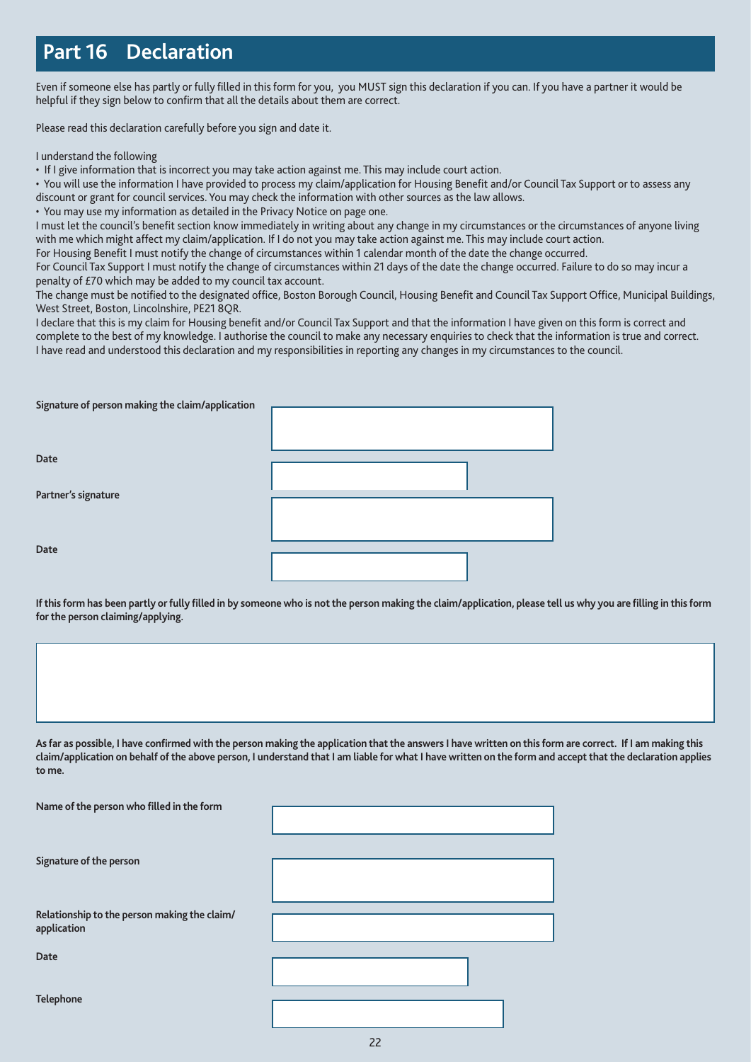## Part 16 Declaration

Even if someone else has partly or fully filled in this form for you, you MUST sign this declaration if you can. If you have a partner it would be helpful if they sign below to confirm that all the details about them are correct.

Please read this declaration carefully before you sign and date it.

I understand the following

- If I give information that is incorrect you may take action against me. This may include court action.
- You will use the information I have provided to process my claim/application for Housing Benefit and/or Council Tax Support or to assess any discount or grant for council services. You may check the information with other sources as the law allows.
- You may use my information as detailed in the Privacy Notice on page one.

I must let the council's benefit section know immediately in writing about any change in my circumstances or the circumstances of anyone living with me which might affect my claim/application. If I do not you may take action against me. This may include court action.

For Housing Benefit I must notify the change of circumstances within 1 calendar month of the date the change occurred.

For Council Tax Support I must notify the change of circumstances within 21 days of the date the change occurred. Failure to do so may incur a penalty of £70 which may be added to my council tax account.

The change must be notified to the designated office, Boston Borough Council, Housing Benefit and Council Tax Support Office, Municipal Buildings, West Street, Boston, Lincolnshire, PE21 8QR.

I declare that this is my claim for Housing benefit and/or Council Tax Support and that the information I have given on this form is correct and complete to the best of my knowledge. I authorise the council to make any necessary enquiries to check that the information is true and correct.

I have read and understood this declaration and my responsibilities in reporting any changes in my circumstances to the council.

**Signature of person making the claim/application** ______________________

**Date** ______________________

**Partner's signature** ______________________

**Date** ______________________

**If this form has been partly or fully filled in by someone who is not the person making the claim/application, please tell us why you are filling in this form for the person claiming/applying.**

______________________

**As far as possible, I have confirmed with the person making the application that the answers I have written on this form are correct. If I am making this claim/application on behalf of the above person, I understand that I am liable for what I have written on the form and accept that the declaration applies to me.**

**Name of the person who filled in the form** ______________________

**Signature of the person** ______________________

**Relationship to the person making the claim/application** ______________________

**Date** ______________________

**Telephone** ______________________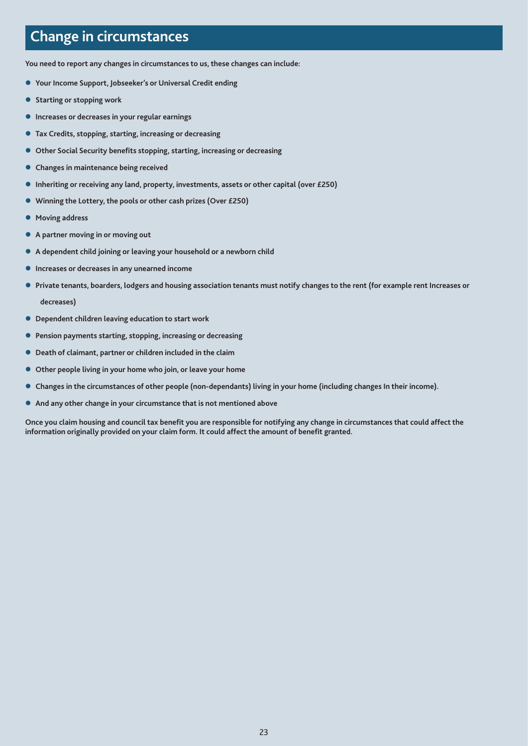## Change in circumstances

**You need to report any changes in circumstances to us, these changes can include:**

- **Your Income Support, Jobseeker's or Universal Credit ending**
- **Starting or stopping work**
- **Increases or decreases in your regular earnings**
- **Tax Credits, stopping, starting, increasing or decreasing**
- **Other Social Security benefits stopping, starting, increasing or decreasing**
- **Changes in maintenance being received**
- **Inheriting or receiving any land, property, investments, assets or other capital (over £250)**
- **Winning the Lottery, the pools or other cash prizes (Over £250)**
- **Moving address**
- **A partner moving in or moving out**
- **A dependent child joining or leaving your household or a newborn child**
- **Increases or decreases in any unearned income**
- **Private tenants, boarders, lodgers and housing association tenants must notify changes to the rent (for example rent Increases or decreases)**
- **Dependent children leaving education to start work**
- **Pension payments starting, stopping, increasing or decreasing**
- **Death of claimant, partner or children included in the claim**
- **Other people living in your home who join, or leave your home**
- **Changes in the circumstances of other people (non-dependants) living in your home (including changes In their income).**
- **And any other change in your circumstance that is not mentioned above**

**Once you claim housing and council tax benefit you are responsible for notifying any change in circumstances that could affect the information originally provided on your claim form. It could affect the amount of benefit granted.**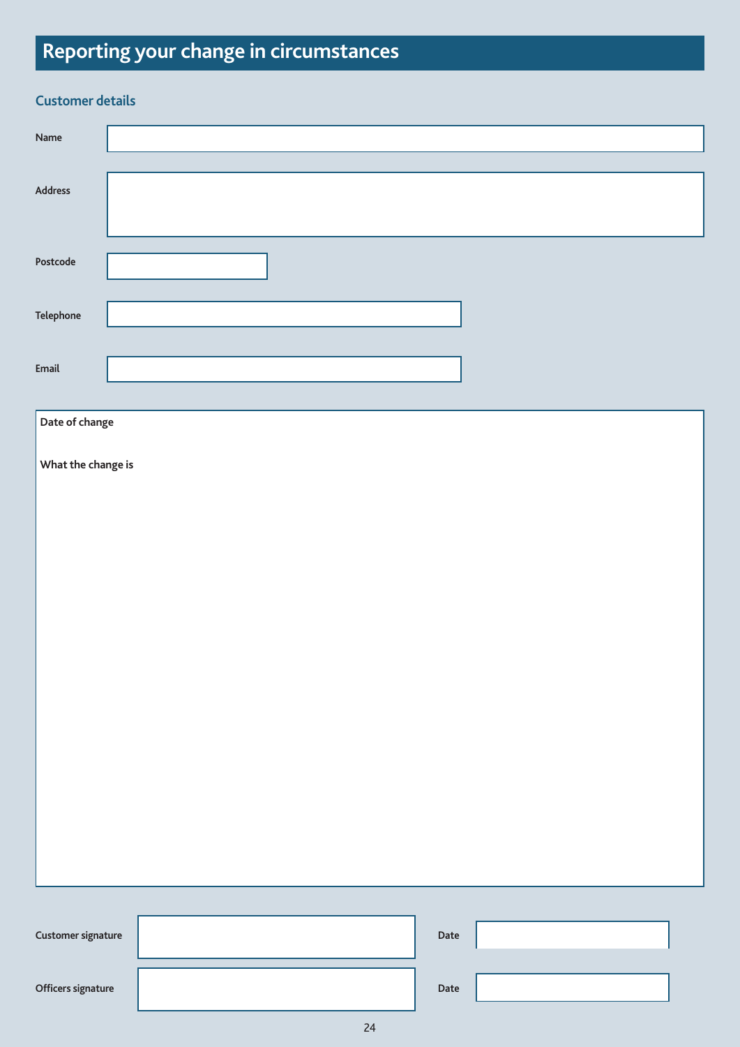# Reporting your change in circumstances

## Customer details

Name

Address

Postcode

Telephone

Email

**Date of change**

**What the change is**

Customer signature

Date

Officers signature

Date